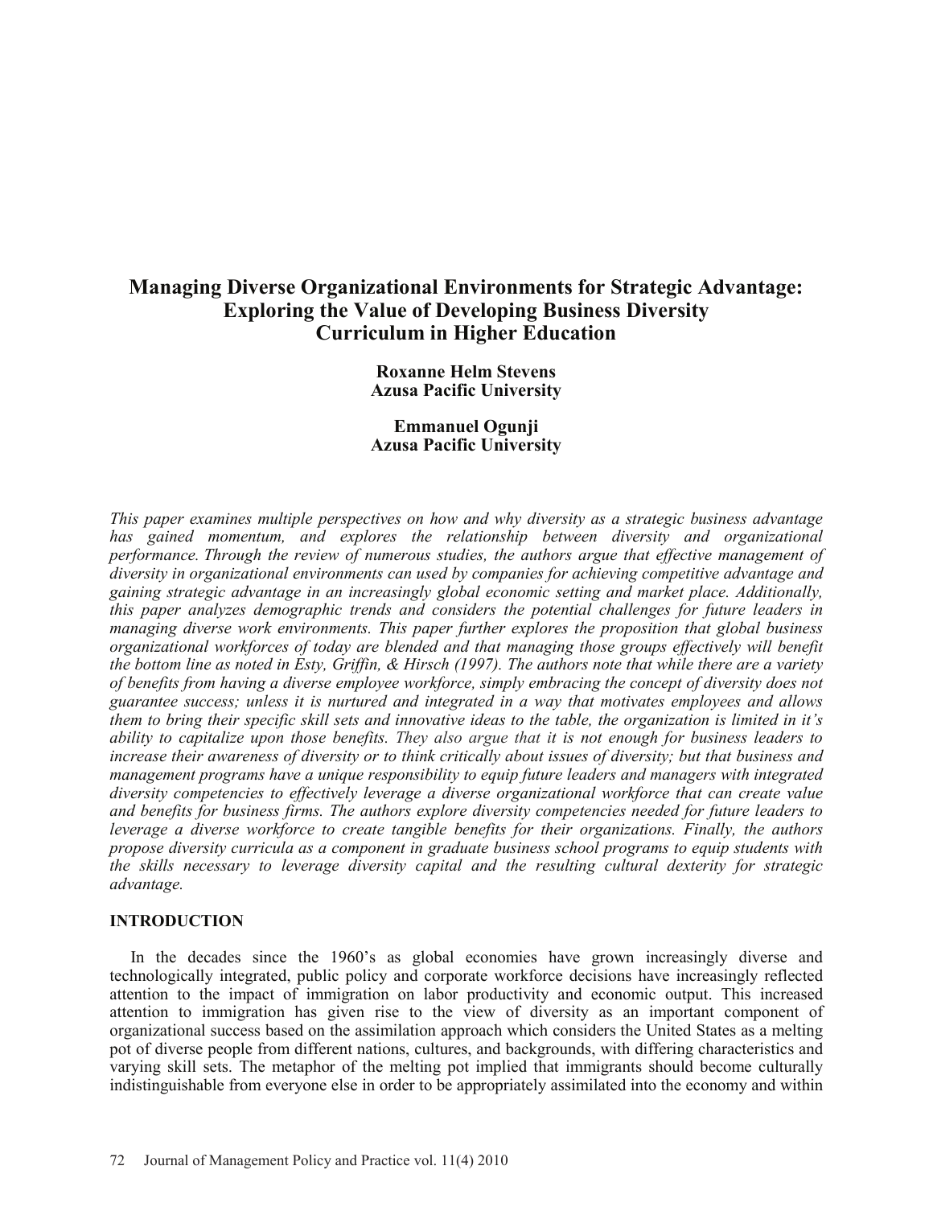# Managing Diverse Organizational Environments for Strategic Advantage: Exploring the Value of Developing Business Diversity Curriculum in Higher Education

**Roxanne Helm Stevens**
**Azusa Pacific University**

**Emmanuel Ogunji**
**Azusa Pacific University**

*This paper examines multiple perspectives on how and why diversity as a strategic business advantage has gained momentum, and explores the relationship between diversity and organizational performance. Through the review of numerous studies, the authors argue that effective management of diversity in organizational environments can used by companies for achieving competitive advantage and gaining strategic advantage in an increasingly global economic setting and market place. Additionally, this paper analyzes demographic trends and considers the potential challenges for future leaders in managing diverse work environments. This paper further explores the proposition that global business organizational workforces of today are blended and that managing those groups effectively will benefit the bottom line as noted in Esty, Griffin, & Hirsch (1997). The authors note that while there are a variety of benefits from having a diverse employee workforce, simply embracing the concept of diversity does not guarantee success; unless it is nurtured and integrated in a way that motivates employees and allows them to bring their specific skill sets and innovative ideas to the table, the organization is limited in it's ability to capitalize upon those benefits. They also argue that it is not enough for business leaders to increase their awareness of diversity or to think critically about issues of diversity; but that business and management programs have a unique responsibility to equip future leaders and managers with integrated diversity competencies to effectively leverage a diverse organizational workforce that can create value and benefits for business firms. The authors explore diversity competencies needed for future leaders to leverage a diverse workforce to create tangible benefits for their organizations. Finally, the authors propose diversity curricula as a component in graduate business school programs to equip students with the skills necessary to leverage diversity capital and the resulting cultural dexterity for strategic advantage.*

## INTRODUCTION

In the decades since the 1960's as global economies have grown increasingly diverse and technologically integrated, public policy and corporate workforce decisions have increasingly reflected attention to the impact of immigration on labor productivity and economic output. This increased attention to immigration has given rise to the view of diversity as an important component of organizational success based on the assimilation approach which considers the United States as a melting pot of diverse people from different nations, cultures, and backgrounds, with differing characteristics and varying skill sets. The metaphor of the melting pot implied that immigrants should become culturally indistinguishable from everyone else in order to be appropriately assimilated into the economy and within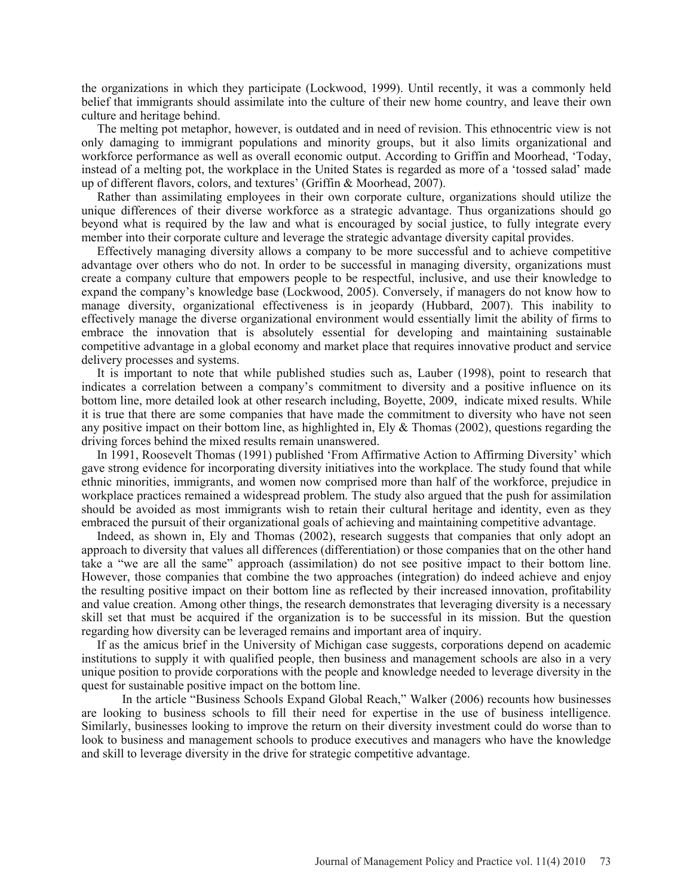the organizations in which they participate (Lockwood, 1999). Until recently, it was a commonly held belief that immigrants should assimilate into the culture of their new home country, and leave their own culture and heritage behind.

The melting pot metaphor, however, is outdated and in need of revision. This ethnocentric view is not only damaging to immigrant populations and minority groups, but it also limits organizational and workforce performance as well as overall economic output. According to Griffin and Moorhead, 'Today, instead of a melting pot, the workplace in the United States is regarded as more of a 'tossed salad' made up of different flavors, colors, and textures' (Griffin & Moorhead, 2007).

Rather than assimilating employees in their own corporate culture, organizations should utilize the unique differences of their diverse workforce as a strategic advantage. Thus organizations should go beyond what is required by the law and what is encouraged by social justice, to fully integrate every member into their corporate culture and leverage the strategic advantage diversity capital provides.

Effectively managing diversity allows a company to be more successful and to achieve competitive advantage over others who do not. In order to be successful in managing diversity, organizations must create a company culture that empowers people to be respectful, inclusive, and use their knowledge to expand the company's knowledge base (Lockwood, 2005). Conversely, if managers do not know how to manage diversity, organizational effectiveness is in jeopardy (Hubbard, 2007). This inability to effectively manage the diverse organizational environment would essentially limit the ability of firms to embrace the innovation that is absolutely essential for developing and maintaining sustainable competitive advantage in a global economy and market place that requires innovative product and service delivery processes and systems.

It is important to note that while published studies such as, Lauber (1998), point to research that indicates a correlation between a company's commitment to diversity and a positive influence on its bottom line, more detailed look at other research including, Boyette, 2009, indicate mixed results. While it is true that there are some companies that have made the commitment to diversity who have not seen any positive impact on their bottom line, as highlighted in, Ely & Thomas (2002), questions regarding the driving forces behind the mixed results remain unanswered.

In 1991, Roosevelt Thomas (1991) published 'From Affirmative Action to Affirming Diversity' which gave strong evidence for incorporating diversity initiatives into the workplace. The study found that while ethnic minorities, immigrants, and women now comprised more than half of the workforce, prejudice in workplace practices remained a widespread problem. The study also argued that the push for assimilation should be avoided as most immigrants wish to retain their cultural heritage and identity, even as they embraced the pursuit of their organizational goals of achieving and maintaining competitive advantage.

Indeed, as shown in, Ely and Thomas (2002), research suggests that companies that only adopt an approach to diversity that values all differences (differentiation) or those companies that on the other hand take a "we are all the same" approach (assimilation) do not see positive impact to their bottom line. However, those companies that combine the two approaches (integration) do indeed achieve and enjoy the resulting positive impact on their bottom line as reflected by their increased innovation, profitability and value creation. Among other things, the research demonstrates that leveraging diversity is a necessary skill set that must be acquired if the organization is to be successful in its mission. But the question regarding how diversity can be leveraged remains and important area of inquiry.

If as the amicus brief in the University of Michigan case suggests, corporations depend on academic institutions to supply it with qualified people, then business and management schools are also in a very unique position to provide corporations with the people and knowledge needed to leverage diversity in the quest for sustainable positive impact on the bottom line.

In the article "Business Schools Expand Global Reach," Walker (2006) recounts how businesses are looking to business schools to fill their need for expertise in the use of business intelligence. Similarly, businesses looking to improve the return on their diversity investment could do worse than to look to business and management schools to produce executives and managers who have the knowledge and skill to leverage diversity in the drive for strategic competitive advantage.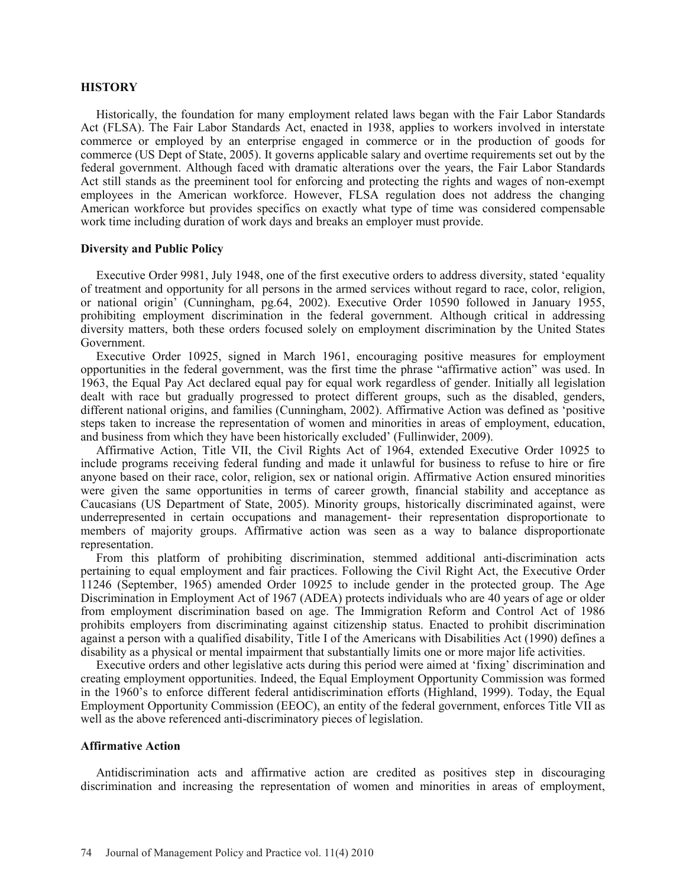## HISTORY

Historically, the foundation for many employment related laws began with the Fair Labor Standards Act (FLSA). The Fair Labor Standards Act, enacted in 1938, applies to workers involved in interstate commerce or employed by an enterprise engaged in commerce or in the production of goods for commerce (US Dept of State, 2005). It governs applicable salary and overtime requirements set out by the federal government. Although faced with dramatic alterations over the years, the Fair Labor Standards Act still stands as the preeminent tool for enforcing and protecting the rights and wages of non-exempt employees in the American workforce. However, FLSA regulation does not address the changing American workforce but provides specifics on exactly what type of time was considered compensable work time including duration of work days and breaks an employer must provide.

### Diversity and Public Policy

Executive Order 9981, July 1948, one of the first executive orders to address diversity, stated 'equality of treatment and opportunity for all persons in the armed services without regard to race, color, religion, or national origin' (Cunningham, pg.64, 2002). Executive Order 10590 followed in January 1955, prohibiting employment discrimination in the federal government. Although critical in addressing diversity matters, both these orders focused solely on employment discrimination by the United States Government.

Executive Order 10925, signed in March 1961, encouraging positive measures for employment opportunities in the federal government, was the first time the phrase "affirmative action" was used. In 1963, the Equal Pay Act declared equal pay for equal work regardless of gender. Initially all legislation dealt with race but gradually progressed to protect different groups, such as the disabled, genders, different national origins, and families (Cunningham, 2002). Affirmative Action was defined as 'positive steps taken to increase the representation of women and minorities in areas of employment, education, and business from which they have been historically excluded' (Fullinwider, 2009).

Affirmative Action, Title VII, the Civil Rights Act of 1964, extended Executive Order 10925 to include programs receiving federal funding and made it unlawful for business to refuse to hire or fire anyone based on their race, color, religion, sex or national origin. Affirmative Action ensured minorities were given the same opportunities in terms of career growth, financial stability and acceptance as Caucasians (US Department of State, 2005). Minority groups, historically discriminated against, were underrepresented in certain occupations and management- their representation disproportionate to members of majority groups. Affirmative action was seen as a way to balance disproportionate representation.

From this platform of prohibiting discrimination, stemmed additional anti-discrimination acts pertaining to equal employment and fair practices. Following the Civil Right Act, the Executive Order 11246 (September, 1965) amended Order 10925 to include gender in the protected group. The Age Discrimination in Employment Act of 1967 (ADEA) protects individuals who are 40 years of age or older from employment discrimination based on age. The Immigration Reform and Control Act of 1986 prohibits employers from discriminating against citizenship status. Enacted to prohibit discrimination against a person with a qualified disability, Title I of the Americans with Disabilities Act (1990) defines a disability as a physical or mental impairment that substantially limits one or more major life activities.

Executive orders and other legislative acts during this period were aimed at 'fixing' discrimination and creating employment opportunities. Indeed, the Equal Employment Opportunity Commission was formed in the 1960's to enforce different federal antidiscrimination efforts (Highland, 1999). Today, the Equal Employment Opportunity Commission (EEOC), an entity of the federal government, enforces Title VII as well as the above referenced anti-discriminatory pieces of legislation.

### Affirmative Action

Antidiscrimination acts and affirmative action are credited as positives step in discouraging discrimination and increasing the representation of women and minorities in areas of employment,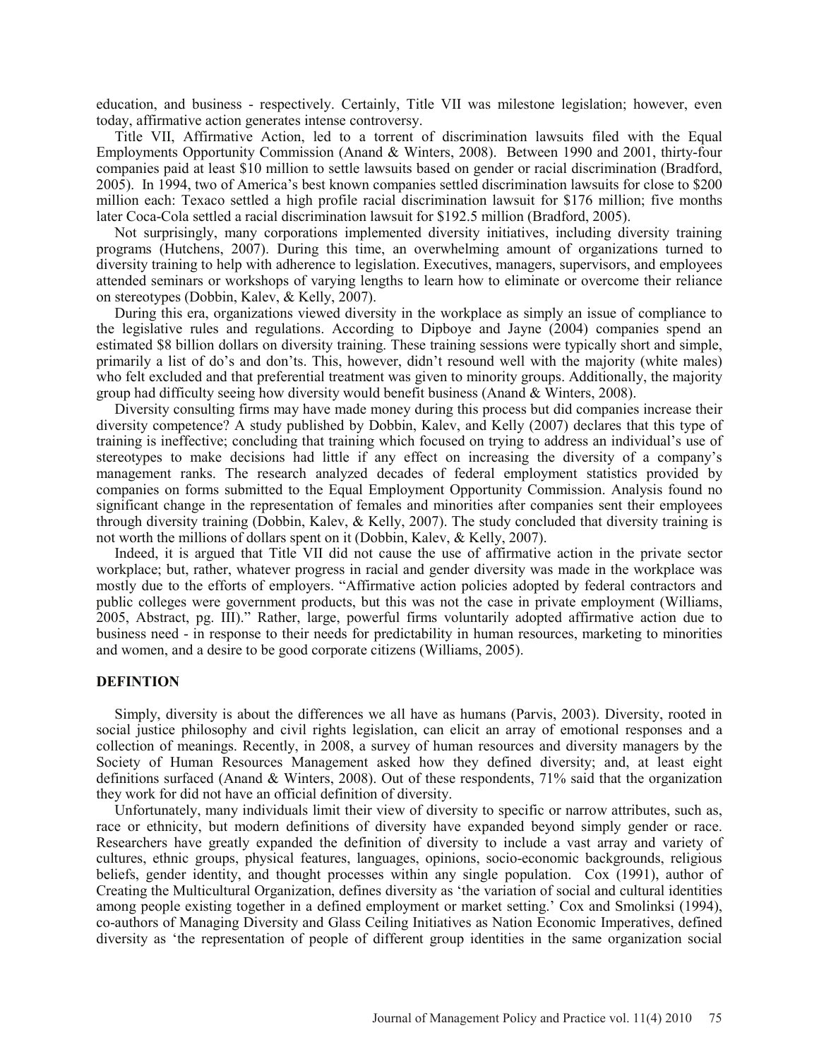education, and business - respectively. Certainly, Title VII was milestone legislation; however, even today, affirmative action generates intense controversy.

Title VII, Affirmative Action, led to a torrent of discrimination lawsuits filed with the Equal Employments Opportunity Commission (Anand & Winters, 2008). Between 1990 and 2001, thirty-four companies paid at least $10 million to settle lawsuits based on gender or racial discrimination (Bradford, 2005). In 1994, two of America's best known companies settled discrimination lawsuits for close to $200 million each: Texaco settled a high profile racial discrimination lawsuit for $176 million; five months later Coca-Cola settled a racial discrimination lawsuit for $192.5 million (Bradford, 2005).

Not surprisingly, many corporations implemented diversity initiatives, including diversity training programs (Hutchens, 2007). During this time, an overwhelming amount of organizations turned to diversity training to help with adherence to legislation. Executives, managers, supervisors, and employees attended seminars or workshops of varying lengths to learn how to eliminate or overcome their reliance on stereotypes (Dobbin, Kalev, & Kelly, 2007).

During this era, organizations viewed diversity in the workplace as simply an issue of compliance to the legislative rules and regulations. According to Dipboye and Jayne (2004) companies spend an estimated $8 billion dollars on diversity training. These training sessions were typically short and simple, primarily a list of do's and don'ts. This, however, didn't resound well with the majority (white males) who felt excluded and that preferential treatment was given to minority groups. Additionally, the majority group had difficulty seeing how diversity would benefit business (Anand & Winters, 2008).

Diversity consulting firms may have made money during this process but did companies increase their diversity competence? A study published by Dobbin, Kalev, and Kelly (2007) declares that this type of training is ineffective; concluding that training which focused on trying to address an individual's use of stereotypes to make decisions had little if any effect on increasing the diversity of a company's management ranks. The research analyzed decades of federal employment statistics provided by companies on forms submitted to the Equal Employment Opportunity Commission. Analysis found no significant change in the representation of females and minorities after companies sent their employees through diversity training (Dobbin, Kalev, & Kelly, 2007). The study concluded that diversity training is not worth the millions of dollars spent on it (Dobbin, Kalev, & Kelly, 2007).

Indeed, it is argued that Title VII did not cause the use of affirmative action in the private sector workplace; but, rather, whatever progress in racial and gender diversity was made in the workplace was mostly due to the efforts of employers. "Affirmative action policies adopted by federal contractors and public colleges were government products, but this was not the case in private employment (Williams, 2005, Abstract, pg. III)." Rather, large, powerful firms voluntarily adopted affirmative action due to business need - in response to their needs for predictability in human resources, marketing to minorities and women, and a desire to be good corporate citizens (Williams, 2005).

## DEFINTION

Simply, diversity is about the differences we all have as humans (Parvis, 2003). Diversity, rooted in social justice philosophy and civil rights legislation, can elicit an array of emotional responses and a collection of meanings. Recently, in 2008, a survey of human resources and diversity managers by the Society of Human Resources Management asked how they defined diversity; and, at least eight definitions surfaced (Anand & Winters, 2008). Out of these respondents, 71% said that the organization they work for did not have an official definition of diversity.

Unfortunately, many individuals limit their view of diversity to specific or narrow attributes, such as, race or ethnicity, but modern definitions of diversity have expanded beyond simply gender or race. Researchers have greatly expanded the definition of diversity to include a vast array and variety of cultures, ethnic groups, physical features, languages, opinions, socio-economic backgrounds, religious beliefs, gender identity, and thought processes within any single population. Cox (1991), author of Creating the Multicultural Organization, defines diversity as 'the variation of social and cultural identities among people existing together in a defined employment or market setting.' Cox and Smolinksi (1994), co-authors of Managing Diversity and Glass Ceiling Initiatives as Nation Economic Imperatives, defined diversity as 'the representation of people of different group identities in the same organization social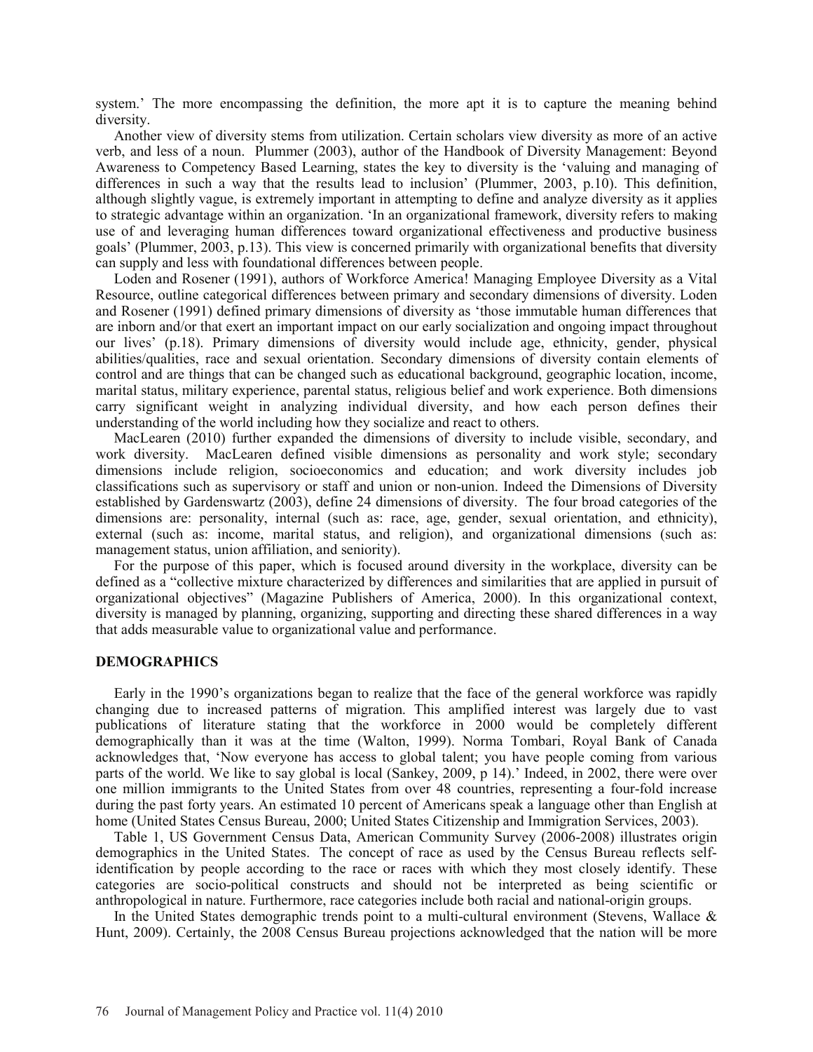system.' The more encompassing the definition, the more apt it is to capture the meaning behind diversity.

Another view of diversity stems from utilization. Certain scholars view diversity as more of an active verb, and less of a noun. Plummer (2003), author of the Handbook of Diversity Management: Beyond Awareness to Competency Based Learning, states the key to diversity is the 'valuing and managing of differences in such a way that the results lead to inclusion' (Plummer, 2003, p.10). This definition, although slightly vague, is extremely important in attempting to define and analyze diversity as it applies to strategic advantage within an organization. 'In an organizational framework, diversity refers to making use of and leveraging human differences toward organizational effectiveness and productive business goals' (Plummer, 2003, p.13). This view is concerned primarily with organizational benefits that diversity can supply and less with foundational differences between people.

Loden and Rosener (1991), authors of Workforce America! Managing Employee Diversity as a Vital Resource, outline categorical differences between primary and secondary dimensions of diversity. Loden and Rosener (1991) defined primary dimensions of diversity as 'those immutable human differences that are inborn and/or that exert an important impact on our early socialization and ongoing impact throughout our lives' (p.18). Primary dimensions of diversity would include age, ethnicity, gender, physical abilities/qualities, race and sexual orientation. Secondary dimensions of diversity contain elements of control and are things that can be changed such as educational background, geographic location, income, marital status, military experience, parental status, religious belief and work experience. Both dimensions carry significant weight in analyzing individual diversity, and how each person defines their understanding of the world including how they socialize and react to others.

MacLearen (2010) further expanded the dimensions of diversity to include visible, secondary, and work diversity. MacLearen defined visible dimensions as personality and work style; secondary dimensions include religion, socioeconomics and education; and work diversity includes job classifications such as supervisory or staff and union or non-union. Indeed the Dimensions of Diversity established by Gardenswartz (2003), define 24 dimensions of diversity. The four broad categories of the dimensions are: personality, internal (such as: race, age, gender, sexual orientation, and ethnicity), external (such as: income, marital status, and religion), and organizational dimensions (such as: management status, union affiliation, and seniority).

For the purpose of this paper, which is focused around diversity in the workplace, diversity can be defined as a "collective mixture characterized by differences and similarities that are applied in pursuit of organizational objectives" (Magazine Publishers of America, 2000). In this organizational context, diversity is managed by planning, organizing, supporting and directing these shared differences in a way that adds measurable value to organizational value and performance.

## DEMOGRAPHICS

Early in the 1990's organizations began to realize that the face of the general workforce was rapidly changing due to increased patterns of migration. This amplified interest was largely due to vast publications of literature stating that the workforce in 2000 would be completely different demographically than it was at the time (Walton, 1999). Norma Tombari, Royal Bank of Canada acknowledges that, 'Now everyone has access to global talent; you have people coming from various parts of the world. We like to say global is local (Sankey, 2009, p 14).' Indeed, in 2002, there were over one million immigrants to the United States from over 48 countries, representing a four-fold increase during the past forty years. An estimated 10 percent of Americans speak a language other than English at home (United States Census Bureau, 2000; United States Citizenship and Immigration Services, 2003).

Table 1, US Government Census Data, American Community Survey (2006-2008) illustrates origin demographics in the United States. The concept of race as used by the Census Bureau reflects self-identification by people according to the race or races with which they most closely identify. These categories are socio-political constructs and should not be interpreted as being scientific or anthropological in nature. Furthermore, race categories include both racial and national-origin groups.

In the United States demographic trends point to a multi-cultural environment (Stevens, Wallace & Hunt, 2009). Certainly, the 2008 Census Bureau projections acknowledged that the nation will be more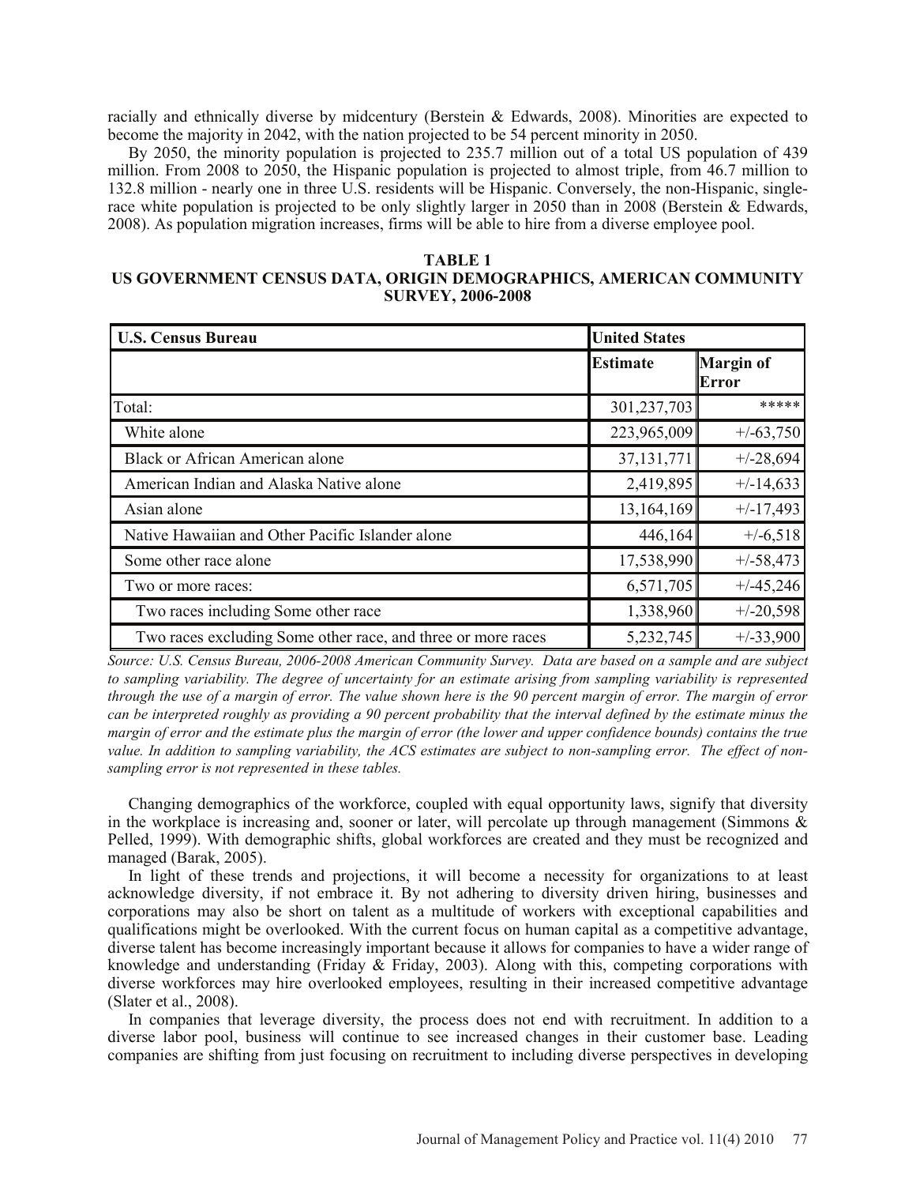racially and ethnically diverse by midcentury (Berstein & Edwards, 2008). Minorities are expected to become the majority in 2042, with the nation projected to be 54 percent minority in 2050.

By 2050, the minority population is projected to 235.7 million out of a total US population of 439 million. From 2008 to 2050, the Hispanic population is projected to almost triple, from 46.7 million to 132.8 million - nearly one in three U.S. residents will be Hispanic. Conversely, the non-Hispanic, single-race white population is projected to be only slightly larger in 2050 than in 2008 (Berstein & Edwards, 2008). As population migration increases, firms will be able to hire from a diverse employee pool.

**TABLE 1**
**US GOVERNMENT CENSUS DATA, ORIGIN DEMOGRAPHICS, AMERICAN COMMUNITY SURVEY, 2006-2008**

| **U.S. Census Bureau** | **United States** | |
|---|---|---|
| | **Estimate** | **Margin of Error** |
| Total: | 301,237,703 | ***** |
| White alone | 223,965,009 | +/-63,750 |
| Black or African American alone | 37,131,771 | +/-28,694 |
| American Indian and Alaska Native alone | 2,419,895 | +/-14,633 |
| Asian alone | 13,164,169 | +/-17,493 |
| Native Hawaiian and Other Pacific Islander alone | 446,164 | +/-6,518 |
| Some other race alone | 17,538,990 | +/-58,473 |
| Two or more races: | 6,571,705 | +/-45,246 |
| Two races including Some other race | 1,338,960 | +/-20,598 |
| Two races excluding Some other race, and three or more races | 5,232,745 | +/-33,900 |

*Source: U.S. Census Bureau, 2006-2008 American Community Survey. Data are based on a sample and are subject to sampling variability. The degree of uncertainty for an estimate arising from sampling variability is represented through the use of a margin of error. The value shown here is the 90 percent margin of error. The margin of error can be interpreted roughly as providing a 90 percent probability that the interval defined by the estimate minus the margin of error and the estimate plus the margin of error (the lower and upper confidence bounds) contains the true value. In addition to sampling variability, the ACS estimates are subject to non-sampling error. The effect of non-sampling error is not represented in these tables.*

Changing demographics of the workforce, coupled with equal opportunity laws, signify that diversity in the workplace is increasing and, sooner or later, will percolate up through management (Simmons & Pelled, 1999). With demographic shifts, global workforces are created and they must be recognized and managed (Barak, 2005).

In light of these trends and projections, it will become a necessity for organizations to at least acknowledge diversity, if not embrace it. By not adhering to diversity driven hiring, businesses and corporations may also be short on talent as a multitude of workers with exceptional capabilities and qualifications might be overlooked. With the current focus on human capital as a competitive advantage, diverse talent has become increasingly important because it allows for companies to have a wider range of knowledge and understanding (Friday & Friday, 2003). Along with this, competing corporations with diverse workforces may hire overlooked employees, resulting in their increased competitive advantage (Slater et al., 2008).

In companies that leverage diversity, the process does not end with recruitment. In addition to a diverse labor pool, business will continue to see increased changes in their customer base. Leading companies are shifting from just focusing on recruitment to including diverse perspectives in developing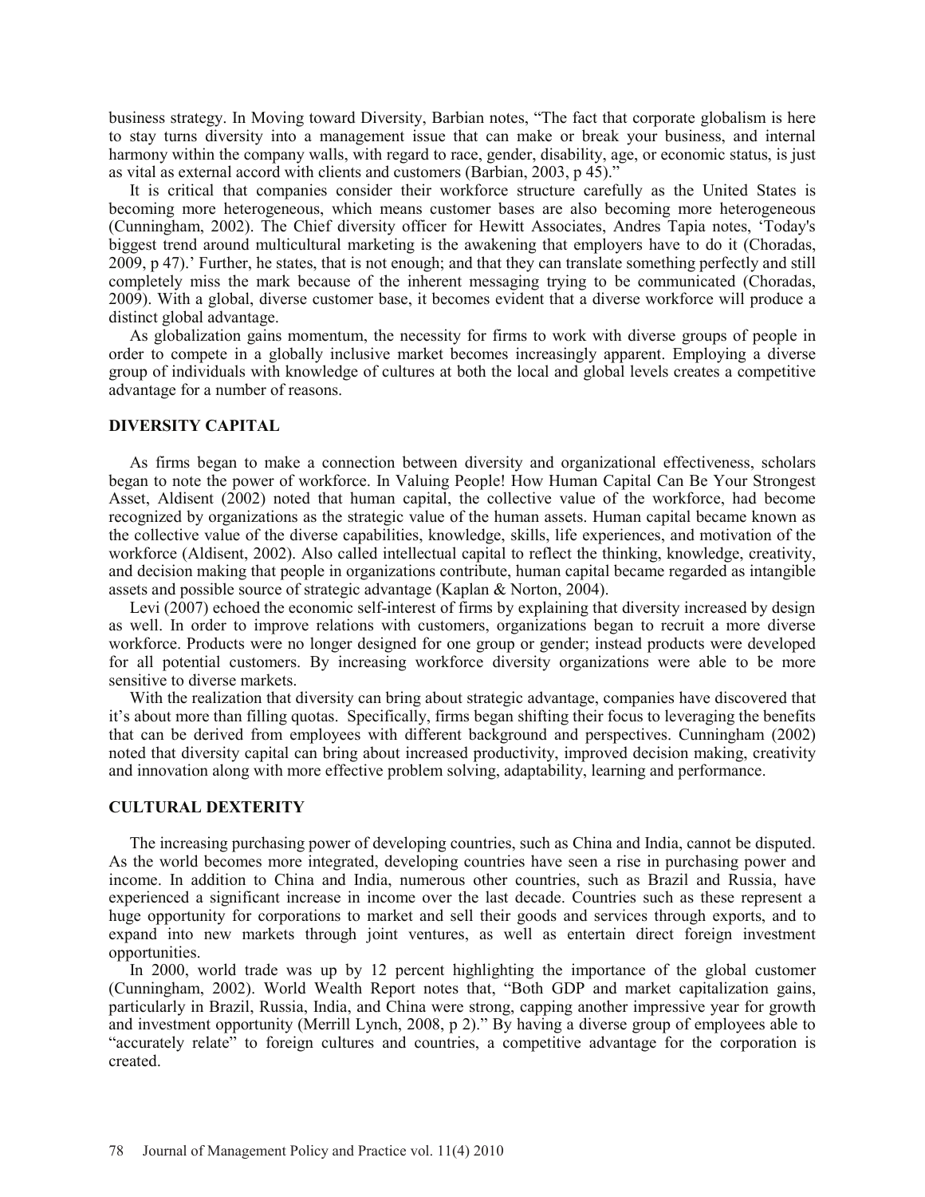business strategy. In Moving toward Diversity, Barbian notes, "The fact that corporate globalism is here to stay turns diversity into a management issue that can make or break your business, and internal harmony within the company walls, with regard to race, gender, disability, age, or economic status, is just as vital as external accord with clients and customers (Barbian, 2003, p 45)."

It is critical that companies consider their workforce structure carefully as the United States is becoming more heterogeneous, which means customer bases are also becoming more heterogeneous (Cunningham, 2002). The Chief diversity officer for Hewitt Associates, Andres Tapia notes, 'Today's biggest trend around multicultural marketing is the awakening that employers have to do it (Choradas, 2009, p 47).' Further, he states, that is not enough; and that they can translate something perfectly and still completely miss the mark because of the inherent messaging trying to be communicated (Choradas, 2009). With a global, diverse customer base, it becomes evident that a diverse workforce will produce a distinct global advantage.

As globalization gains momentum, the necessity for firms to work with diverse groups of people in order to compete in a globally inclusive market becomes increasingly apparent. Employing a diverse group of individuals with knowledge of cultures at both the local and global levels creates a competitive advantage for a number of reasons.

## DIVERSITY CAPITAL

As firms began to make a connection between diversity and organizational effectiveness, scholars began to note the power of workforce. In Valuing People! How Human Capital Can Be Your Strongest Asset, Aldisent (2002) noted that human capital, the collective value of the workforce, had become recognized by organizations as the strategic value of the human assets. Human capital became known as the collective value of the diverse capabilities, knowledge, skills, life experiences, and motivation of the workforce (Aldisent, 2002). Also called intellectual capital to reflect the thinking, knowledge, creativity, and decision making that people in organizations contribute, human capital became regarded as intangible assets and possible source of strategic advantage (Kaplan & Norton, 2004).

Levi (2007) echoed the economic self-interest of firms by explaining that diversity increased by design as well. In order to improve relations with customers, organizations began to recruit a more diverse workforce. Products were no longer designed for one group or gender; instead products were developed for all potential customers. By increasing workforce diversity organizations were able to be more sensitive to diverse markets.

With the realization that diversity can bring about strategic advantage, companies have discovered that it's about more than filling quotas. Specifically, firms began shifting their focus to leveraging the benefits that can be derived from employees with different background and perspectives. Cunningham (2002) noted that diversity capital can bring about increased productivity, improved decision making, creativity and innovation along with more effective problem solving, adaptability, learning and performance.

## CULTURAL DEXTERITY

The increasing purchasing power of developing countries, such as China and India, cannot be disputed. As the world becomes more integrated, developing countries have seen a rise in purchasing power and income. In addition to China and India, numerous other countries, such as Brazil and Russia, have experienced a significant increase in income over the last decade. Countries such as these represent a huge opportunity for corporations to market and sell their goods and services through exports, and to expand into new markets through joint ventures, as well as entertain direct foreign investment opportunities.

In 2000, world trade was up by 12 percent highlighting the importance of the global customer (Cunningham, 2002). World Wealth Report notes that, "Both GDP and market capitalization gains, particularly in Brazil, Russia, India, and China were strong, capping another impressive year for growth and investment opportunity (Merrill Lynch, 2008, p 2)." By having a diverse group of employees able to "accurately relate" to foreign cultures and countries, a competitive advantage for the corporation is created.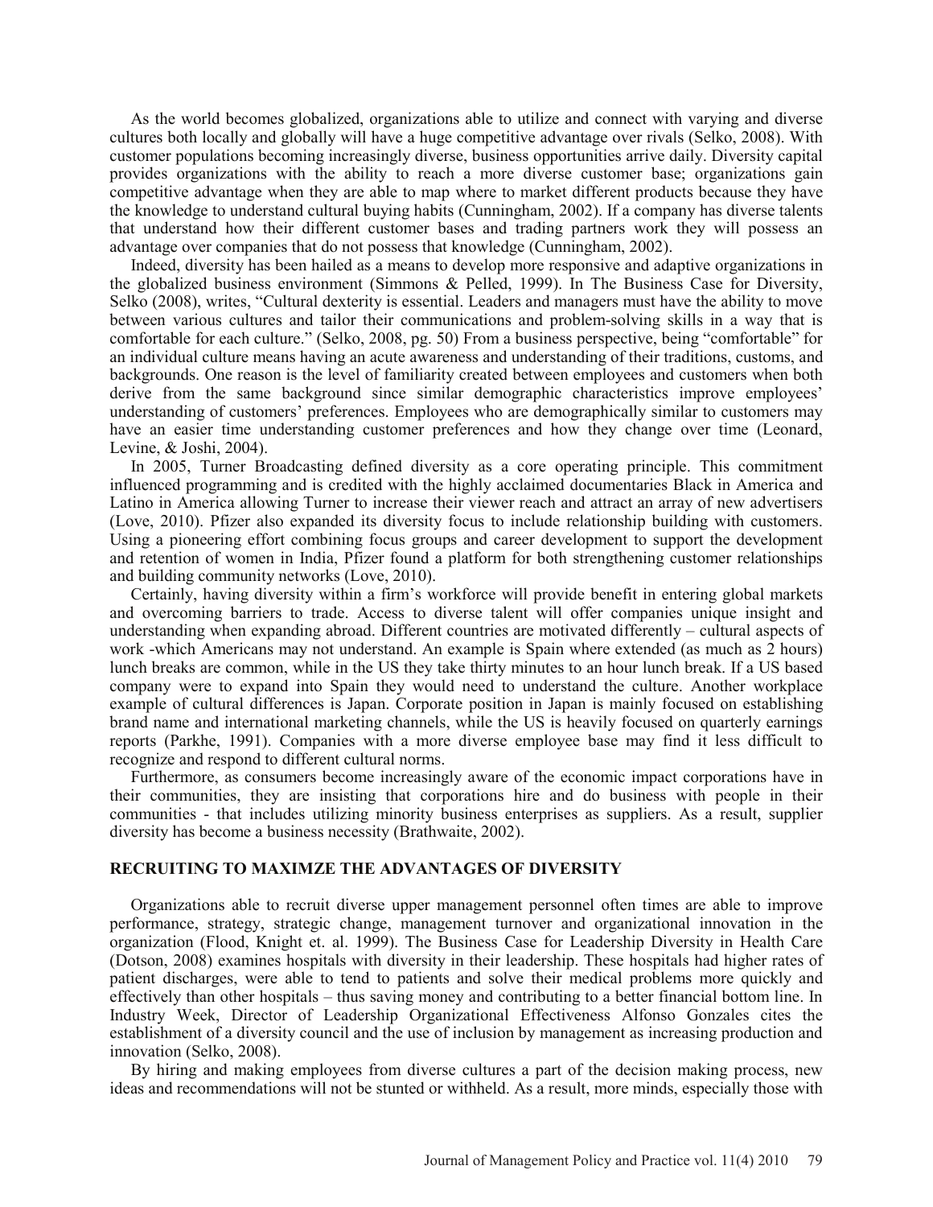As the world becomes globalized, organizations able to utilize and connect with varying and diverse cultures both locally and globally will have a huge competitive advantage over rivals (Selko, 2008). With customer populations becoming increasingly diverse, business opportunities arrive daily. Diversity capital provides organizations with the ability to reach a more diverse customer base; organizations gain competitive advantage when they are able to map where to market different products because they have the knowledge to understand cultural buying habits (Cunningham, 2002). If a company has diverse talents that understand how their different customer bases and trading partners work they will possess an advantage over companies that do not possess that knowledge (Cunningham, 2002).

Indeed, diversity has been hailed as a means to develop more responsive and adaptive organizations in the globalized business environment (Simmons & Pelled, 1999). In The Business Case for Diversity, Selko (2008), writes, "Cultural dexterity is essential. Leaders and managers must have the ability to move between various cultures and tailor their communications and problem-solving skills in a way that is comfortable for each culture." (Selko, 2008, pg. 50) From a business perspective, being "comfortable" for an individual culture means having an acute awareness and understanding of their traditions, customs, and backgrounds. One reason is the level of familiarity created between employees and customers when both derive from the same background since similar demographic characteristics improve employees' understanding of customers' preferences. Employees who are demographically similar to customers may have an easier time understanding customer preferences and how they change over time (Leonard, Levine, & Joshi, 2004).

In 2005, Turner Broadcasting defined diversity as a core operating principle. This commitment influenced programming and is credited with the highly acclaimed documentaries Black in America and Latino in America allowing Turner to increase their viewer reach and attract an array of new advertisers (Love, 2010). Pfizer also expanded its diversity focus to include relationship building with customers. Using a pioneering effort combining focus groups and career development to support the development and retention of women in India, Pfizer found a platform for both strengthening customer relationships and building community networks (Love, 2010).

Certainly, having diversity within a firm's workforce will provide benefit in entering global markets and overcoming barriers to trade. Access to diverse talent will offer companies unique insight and understanding when expanding abroad. Different countries are motivated differently – cultural aspects of work -which Americans may not understand. An example is Spain where extended (as much as 2 hours) lunch breaks are common, while in the US they take thirty minutes to an hour lunch break. If a US based company were to expand into Spain they would need to understand the culture. Another workplace example of cultural differences is Japan. Corporate position in Japan is mainly focused on establishing brand name and international marketing channels, while the US is heavily focused on quarterly earnings reports (Parkhe, 1991). Companies with a more diverse employee base may find it less difficult to recognize and respond to different cultural norms.

Furthermore, as consumers become increasingly aware of the economic impact corporations have in their communities, they are insisting that corporations hire and do business with people in their communities - that includes utilizing minority business enterprises as suppliers. As a result, supplier diversity has become a business necessity (Brathwaite, 2002).

## RECRUITING TO MAXIMZE THE ADVANTAGES OF DIVERSITY

Organizations able to recruit diverse upper management personnel often times are able to improve performance, strategy, strategic change, management turnover and organizational innovation in the organization (Flood, Knight et. al. 1999). The Business Case for Leadership Diversity in Health Care (Dotson, 2008) examines hospitals with diversity in their leadership. These hospitals had higher rates of patient discharges, were able to tend to patients and solve their medical problems more quickly and effectively than other hospitals – thus saving money and contributing to a better financial bottom line. In Industry Week, Director of Leadership Organizational Effectiveness Alfonso Gonzales cites the establishment of a diversity council and the use of inclusion by management as increasing production and innovation (Selko, 2008).

By hiring and making employees from diverse cultures a part of the decision making process, new ideas and recommendations will not be stunted or withheld. As a result, more minds, especially those with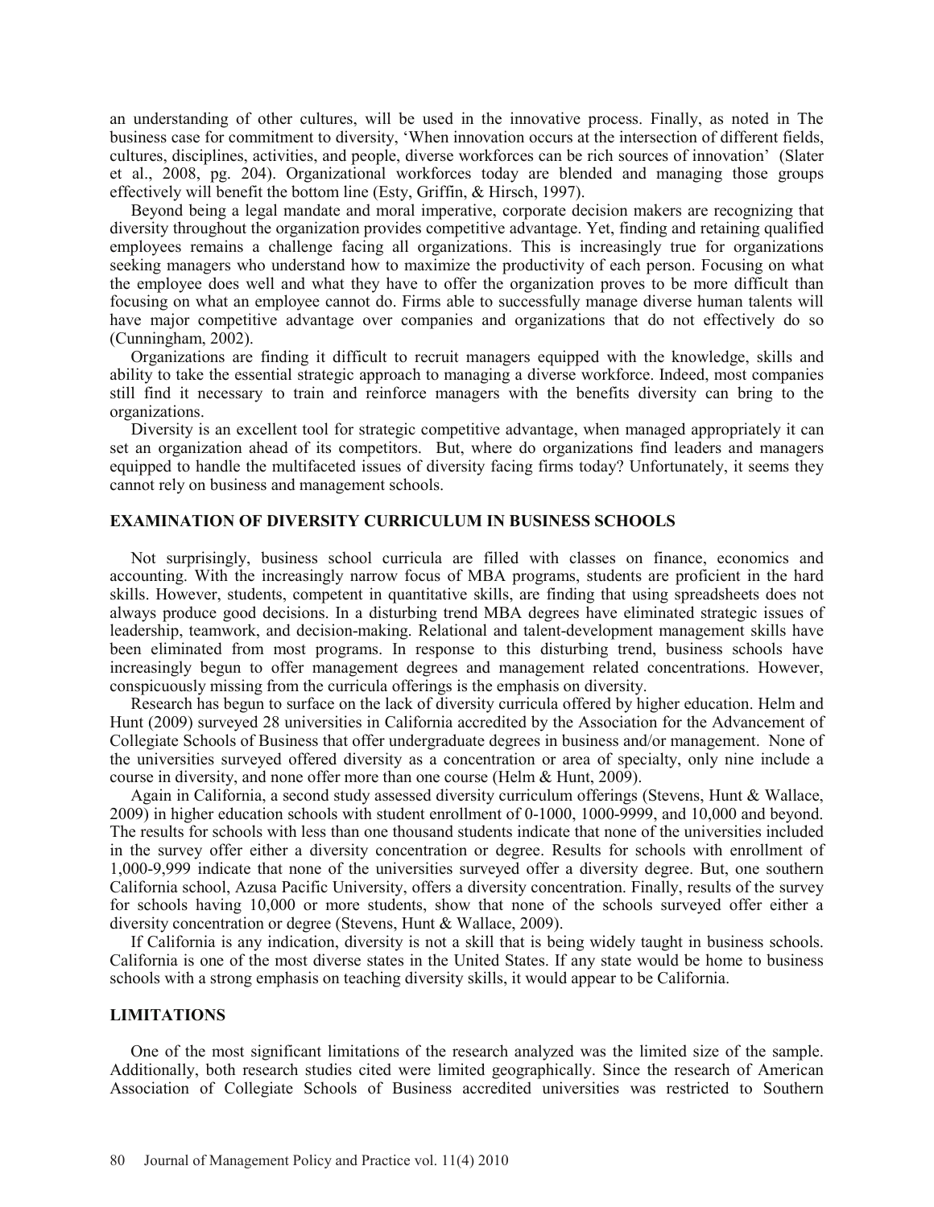an understanding of other cultures, will be used in the innovative process. Finally, as noted in The business case for commitment to diversity, 'When innovation occurs at the intersection of different fields, cultures, disciplines, activities, and people, diverse workforces can be rich sources of innovation' (Slater et al., 2008, pg. 204). Organizational workforces today are blended and managing those groups effectively will benefit the bottom line (Esty, Griffin, & Hirsch, 1997).

Beyond being a legal mandate and moral imperative, corporate decision makers are recognizing that diversity throughout the organization provides competitive advantage. Yet, finding and retaining qualified employees remains a challenge facing all organizations. This is increasingly true for organizations seeking managers who understand how to maximize the productivity of each person. Focusing on what the employee does well and what they have to offer the organization proves to be more difficult than focusing on what an employee cannot do. Firms able to successfully manage diverse human talents will have major competitive advantage over companies and organizations that do not effectively do so (Cunningham, 2002).

Organizations are finding it difficult to recruit managers equipped with the knowledge, skills and ability to take the essential strategic approach to managing a diverse workforce. Indeed, most companies still find it necessary to train and reinforce managers with the benefits diversity can bring to the organizations.

Diversity is an excellent tool for strategic competitive advantage, when managed appropriately it can set an organization ahead of its competitors. But, where do organizations find leaders and managers equipped to handle the multifaceted issues of diversity facing firms today? Unfortunately, it seems they cannot rely on business and management schools.

## EXAMINATION OF DIVERSITY CURRICULUM IN BUSINESS SCHOOLS

Not surprisingly, business school curricula are filled with classes on finance, economics and accounting. With the increasingly narrow focus of MBA programs, students are proficient in the hard skills. However, students, competent in quantitative skills, are finding that using spreadsheets does not always produce good decisions. In a disturbing trend MBA degrees have eliminated strategic issues of leadership, teamwork, and decision-making. Relational and talent-development management skills have been eliminated from most programs. In response to this disturbing trend, business schools have increasingly begun to offer management degrees and management related concentrations. However, conspicuously missing from the curricula offerings is the emphasis on diversity.

Research has begun to surface on the lack of diversity curricula offered by higher education. Helm and Hunt (2009) surveyed 28 universities in California accredited by the Association for the Advancement of Collegiate Schools of Business that offer undergraduate degrees in business and/or management. None of the universities surveyed offered diversity as a concentration or area of specialty, only nine include a course in diversity, and none offer more than one course (Helm & Hunt, 2009).

Again in California, a second study assessed diversity curriculum offerings (Stevens, Hunt & Wallace, 2009) in higher education schools with student enrollment of 0-1000, 1000-9999, and 10,000 and beyond. The results for schools with less than one thousand students indicate that none of the universities included in the survey offer either a diversity concentration or degree. Results for schools with enrollment of 1,000-9,999 indicate that none of the universities surveyed offer a diversity degree. But, one southern California school, Azusa Pacific University, offers a diversity concentration. Finally, results of the survey for schools having 10,000 or more students, show that none of the schools surveyed offer either a diversity concentration or degree (Stevens, Hunt & Wallace, 2009).

If California is any indication, diversity is not a skill that is being widely taught in business schools. California is one of the most diverse states in the United States. If any state would be home to business schools with a strong emphasis on teaching diversity skills, it would appear to be California.

## LIMITATIONS

One of the most significant limitations of the research analyzed was the limited size of the sample. Additionally, both research studies cited were limited geographically. Since the research of American Association of Collegiate Schools of Business accredited universities was restricted to Southern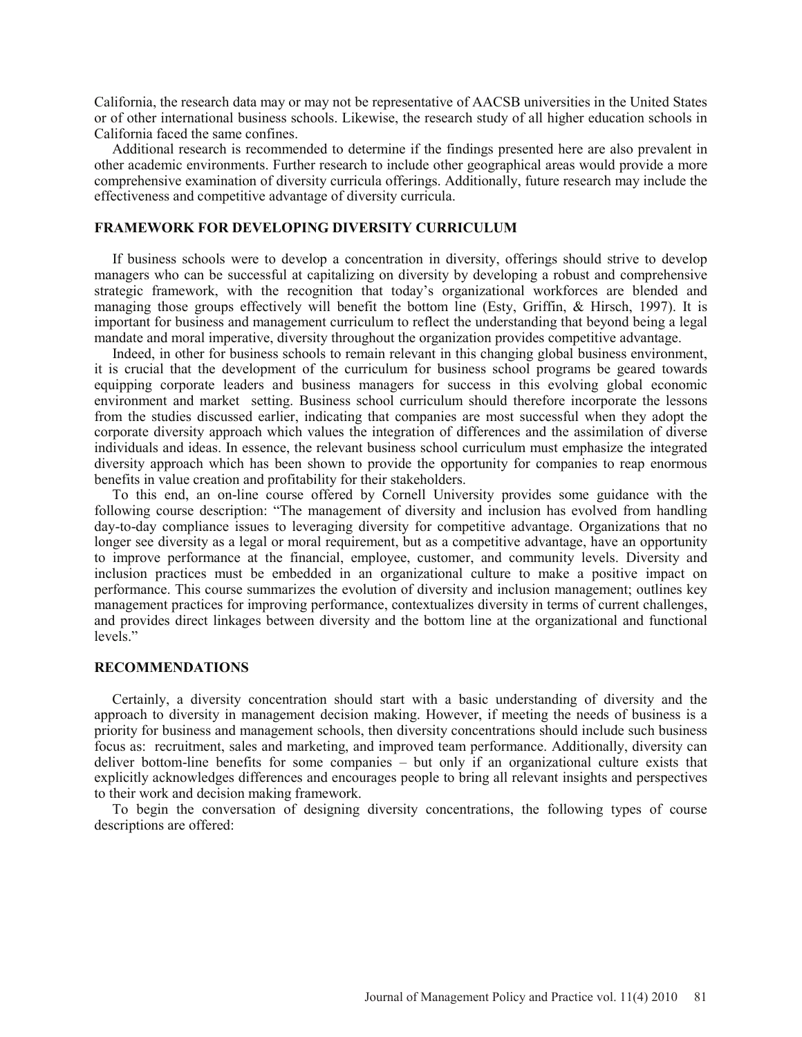California, the research data may or may not be representative of AACSB universities in the United States or of other international business schools. Likewise, the research study of all higher education schools in California faced the same confines.

Additional research is recommended to determine if the findings presented here are also prevalent in other academic environments. Further research to include other geographical areas would provide a more comprehensive examination of diversity curricula offerings. Additionally, future research may include the effectiveness and competitive advantage of diversity curricula.

## FRAMEWORK FOR DEVELOPING DIVERSITY CURRICULUM

If business schools were to develop a concentration in diversity, offerings should strive to develop managers who can be successful at capitalizing on diversity by developing a robust and comprehensive strategic framework, with the recognition that today's organizational workforces are blended and managing those groups effectively will benefit the bottom line (Esty, Griffin, & Hirsch, 1997). It is important for business and management curriculum to reflect the understanding that beyond being a legal mandate and moral imperative, diversity throughout the organization provides competitive advantage.

Indeed, in other for business schools to remain relevant in this changing global business environment, it is crucial that the development of the curriculum for business school programs be geared towards equipping corporate leaders and business managers for success in this evolving global economic environment and market setting. Business school curriculum should therefore incorporate the lessons from the studies discussed earlier, indicating that companies are most successful when they adopt the corporate diversity approach which values the integration of differences and the assimilation of diverse individuals and ideas. In essence, the relevant business school curriculum must emphasize the integrated diversity approach which has been shown to provide the opportunity for companies to reap enormous benefits in value creation and profitability for their stakeholders.

To this end, an on-line course offered by Cornell University provides some guidance with the following course description: "The management of diversity and inclusion has evolved from handling day-to-day compliance issues to leveraging diversity for competitive advantage. Organizations that no longer see diversity as a legal or moral requirement, but as a competitive advantage, have an opportunity to improve performance at the financial, employee, customer, and community levels. Diversity and inclusion practices must be embedded in an organizational culture to make a positive impact on performance. This course summarizes the evolution of diversity and inclusion management; outlines key management practices for improving performance, contextualizes diversity in terms of current challenges, and provides direct linkages between diversity and the bottom line at the organizational and functional levels."

## RECOMMENDATIONS

Certainly, a diversity concentration should start with a basic understanding of diversity and the approach to diversity in management decision making. However, if meeting the needs of business is a priority for business and management schools, then diversity concentrations should include such business focus as: recruitment, sales and marketing, and improved team performance. Additionally, diversity can deliver bottom-line benefits for some companies – but only if an organizational culture exists that explicitly acknowledges differences and encourages people to bring all relevant insights and perspectives to their work and decision making framework.

To begin the conversation of designing diversity concentrations, the following types of course descriptions are offered: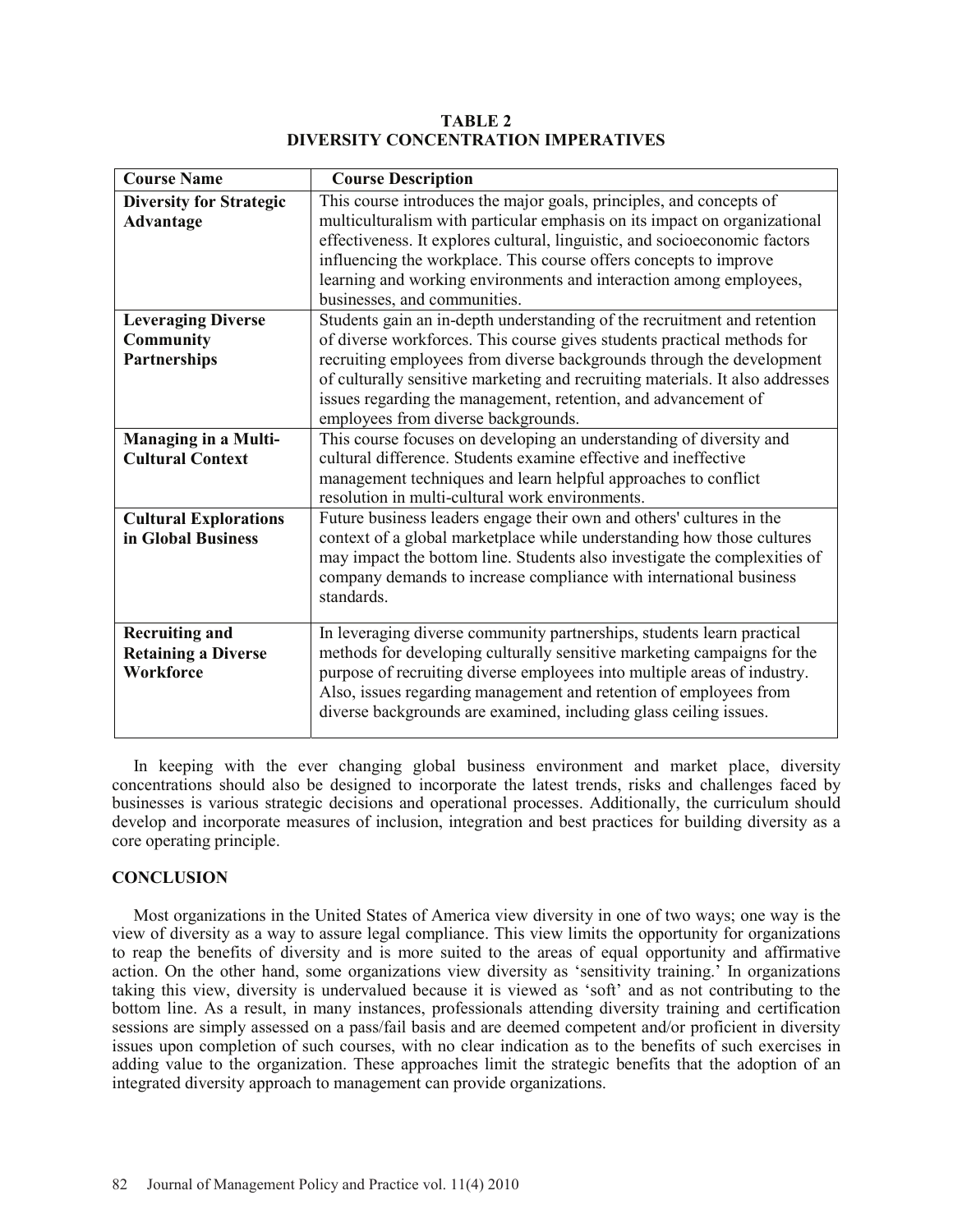**TABLE 2**
**DIVERSITY CONCENTRATION IMPERATIVES**

| Course Name | Course Description |
|---|---|
| **Diversity for Strategic Advantage** | This course introduces the major goals, principles, and concepts of multiculturalism with particular emphasis on its impact on organizational effectiveness. It explores cultural, linguistic, and socioeconomic factors influencing the workplace. This course offers concepts to improve learning and working environments and interaction among employees, businesses, and communities. |
| **Leveraging Diverse Community Partnerships** | Students gain an in-depth understanding of the recruitment and retention of diverse workforces. This course gives students practical methods for recruiting employees from diverse backgrounds through the development of culturally sensitive marketing and recruiting materials. It also addresses issues regarding the management, retention, and advancement of employees from diverse backgrounds. |
| **Managing in a Multi-Cultural Context** | This course focuses on developing an understanding of diversity and cultural difference. Students examine effective and ineffective management techniques and learn helpful approaches to conflict resolution in multi-cultural work environments. |
| **Cultural Explorations in Global Business** | Future business leaders engage their own and others' cultures in the context of a global marketplace while understanding how those cultures may impact the bottom line. Students also investigate the complexities of company demands to increase compliance with international business standards. |
| **Recruiting and Retaining a Diverse Workforce** | In leveraging diverse community partnerships, students learn practical methods for developing culturally sensitive marketing campaigns for the purpose of recruiting diverse employees into multiple areas of industry. Also, issues regarding management and retention of employees from diverse backgrounds are examined, including glass ceiling issues. |

In keeping with the ever changing global business environment and market place, diversity concentrations should also be designed to incorporate the latest trends, risks and challenges faced by businesses is various strategic decisions and operational processes. Additionally, the curriculum should develop and incorporate measures of inclusion, integration and best practices for building diversity as a core operating principle.

## CONCLUSION

Most organizations in the United States of America view diversity in one of two ways; one way is the view of diversity as a way to assure legal compliance. This view limits the opportunity for organizations to reap the benefits of diversity and is more suited to the areas of equal opportunity and affirmative action. On the other hand, some organizations view diversity as 'sensitivity training.' In organizations taking this view, diversity is undervalued because it is viewed as 'soft' and as not contributing to the bottom line. As a result, in many instances, professionals attending diversity training and certification sessions are simply assessed on a pass/fail basis and are deemed competent and/or proficient in diversity issues upon completion of such courses, with no clear indication as to the benefits of such exercises in adding value to the organization. These approaches limit the strategic benefits that the adoption of an integrated diversity approach to management can provide organizations.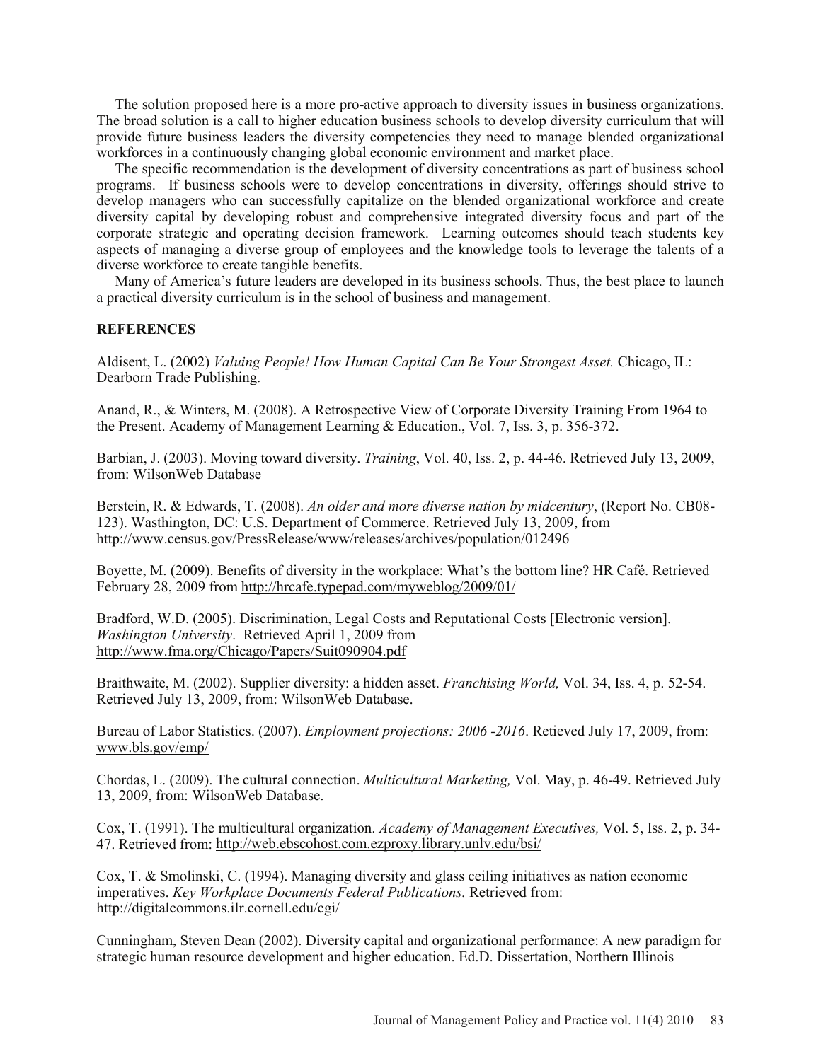The solution proposed here is a more pro-active approach to diversity issues in business organizations. The broad solution is a call to higher education business schools to develop diversity curriculum that will provide future business leaders the diversity competencies they need to manage blended organizational workforces in a continuously changing global economic environment and market place.

The specific recommendation is the development of diversity concentrations as part of business school programs. If business schools were to develop concentrations in diversity, offerings should strive to develop managers who can successfully capitalize on the blended organizational workforce and create diversity capital by developing robust and comprehensive integrated diversity focus and part of the corporate strategic and operating decision framework. Learning outcomes should teach students key aspects of managing a diverse group of employees and the knowledge tools to leverage the talents of a diverse workforce to create tangible benefits.

Many of America's future leaders are developed in its business schools. Thus, the best place to launch a practical diversity curriculum is in the school of business and management.

## REFERENCES

Aldisent, L. (2002) *Valuing People! How Human Capital Can Be Your Strongest Asset.* Chicago, IL: Dearborn Trade Publishing.

Anand, R., & Winters, M. (2008). A Retrospective View of Corporate Diversity Training From 1964 to the Present. Academy of Management Learning & Education., Vol. 7, Iss. 3, p. 356-372.

Barbian, J. (2003). Moving toward diversity. *Training*, Vol. 40, Iss. 2, p. 44-46. Retrieved July 13, 2009, from: WilsonWeb Database

Berstein, R. & Edwards, T. (2008). *An older and more diverse nation by midcentury*, (Report No. CB08-123). Wasthington, DC: U.S. Department of Commerce. Retrieved July 13, 2009, from http://www.census.gov/PressRelease/www/releases/archives/population/012496

Boyette, M. (2009). Benefits of diversity in the workplace: What's the bottom line? HR Café. Retrieved February 28, 2009 from http://hrcafe.typepad.com/myweblog/2009/01/

Bradford, W.D. (2005). Discrimination, Legal Costs and Reputational Costs [Electronic version]. *Washington University*. Retrieved April 1, 2009 from http://www.fma.org/Chicago/Papers/Suit090904.pdf

Braithwaite, M. (2002). Supplier diversity: a hidden asset. *Franchising World,* Vol. 34, Iss. 4, p. 52-54. Retrieved July 13, 2009, from: WilsonWeb Database.

Bureau of Labor Statistics. (2007). *Employment projections: 2006 -2016*. Retieved July 17, 2009, from: www.bls.gov/emp/

Chordas, L. (2009). The cultural connection. *Multicultural Marketing,* Vol. May, p. 46-49. Retrieved July 13, 2009, from: WilsonWeb Database.

Cox, T. (1991). The multicultural organization. *Academy of Management Executives,* Vol. 5, Iss. 2, p. 34-47. Retrieved from: http://web.ebscohost.com.ezproxy.library.unlv.edu/bsi/

Cox, T. & Smolinski, C. (1994). Managing diversity and glass ceiling initiatives as nation economic imperatives. *Key Workplace Documents Federal Publications.* Retrieved from: http://digitalcommons.ilr.cornell.edu/cgi/

Cunningham, Steven Dean (2002). Diversity capital and organizational performance: A new paradigm for strategic human resource development and higher education. Ed.D. Dissertation, Northern Illinois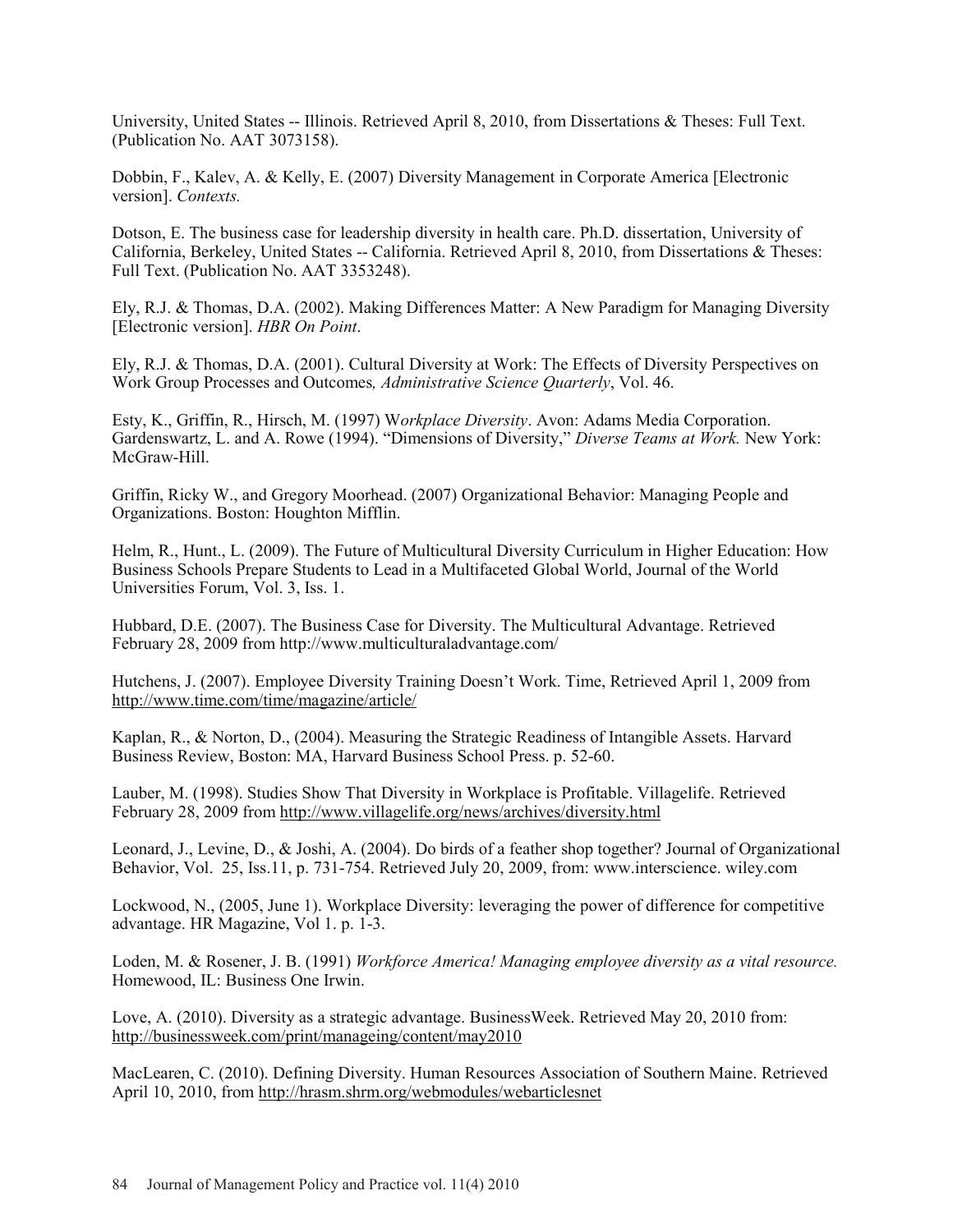University, United States -- Illinois. Retrieved April 8, 2010, from Dissertations & Theses: Full Text. (Publication No. AAT 3073158).

Dobbin, F., Kalev, A. & Kelly, E. (2007) Diversity Management in Corporate America [Electronic version]. *Contexts.*

Dotson, E. The business case for leadership diversity in health care. Ph.D. dissertation, University of California, Berkeley, United States -- California. Retrieved April 8, 2010, from Dissertations & Theses: Full Text. (Publication No. AAT 3353248).

Ely, R.J. & Thomas, D.A. (2002). Making Differences Matter: A New Paradigm for Managing Diversity [Electronic version]. *HBR On Point*.

Ely, R.J. & Thomas, D.A. (2001). Cultural Diversity at Work: The Effects of Diversity Perspectives on Work Group Processes and Outcomes*, Administrative Science Quarterly*, Vol. 46.

Esty, K., Griffin, R., Hirsch, M. (1997) W*orkplace Diversity*. Avon: Adams Media Corporation. Gardenswartz, L. and A. Rowe (1994). "Dimensions of Diversity," *Diverse Teams at Work.* New York: McGraw-Hill.

Griffin, Ricky W., and Gregory Moorhead. (2007) Organizational Behavior: Managing People and Organizations. Boston: Houghton Mifflin.

Helm, R., Hunt., L. (2009). The Future of Multicultural Diversity Curriculum in Higher Education: How Business Schools Prepare Students to Lead in a Multifaceted Global World, Journal of the World Universities Forum, Vol. 3, Iss. 1.

Hubbard, D.E. (2007). The Business Case for Diversity. The Multicultural Advantage. Retrieved February 28, 2009 from http://www.multiculturaladvantage.com/

Hutchens, J. (2007). Employee Diversity Training Doesn't Work. Time, Retrieved April 1, 2009 from http://www.time.com/time/magazine/article/

Kaplan, R., & Norton, D., (2004). Measuring the Strategic Readiness of Intangible Assets. Harvard Business Review, Boston: MA, Harvard Business School Press. p. 52-60.

Lauber, M. (1998). Studies Show That Diversity in Workplace is Profitable. Villagelife. Retrieved February 28, 2009 from http://www.villagelife.org/news/archives/diversity.html

Leonard, J., Levine, D., & Joshi, A. (2004). Do birds of a feather shop together? Journal of Organizational Behavior, Vol. 25, Iss.11, p. 731-754. Retrieved July 20, 2009, from: www.interscience. wiley.com

Lockwood, N., (2005, June 1). Workplace Diversity: leveraging the power of difference for competitive advantage. HR Magazine, Vol 1. p. 1-3.

Loden, M. & Rosener, J. B. (1991) *Workforce America! Managing employee diversity as a vital resource.* Homewood, IL: Business One Irwin.

Love, A. (2010). Diversity as a strategic advantage. BusinessWeek. Retrieved May 20, 2010 from: http://businessweek.com/print/manageing/content/may2010

MacLearen, C. (2010). Defining Diversity. Human Resources Association of Southern Maine. Retrieved April 10, 2010, from http://hrasm.shrm.org/webmodules/webarticlesnet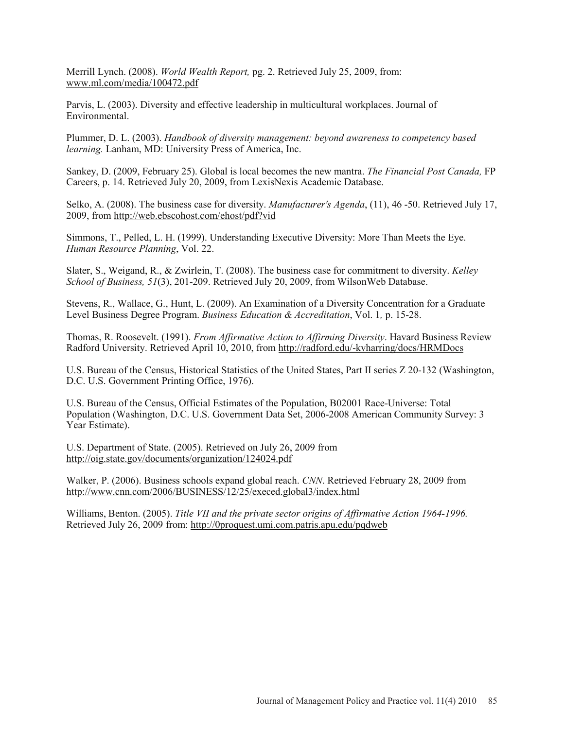Merrill Lynch. (2008). *World Wealth Report,* pg. 2. Retrieved July 25, 2009, from: www.ml.com/media/100472.pdf

Parvis, L. (2003). Diversity and effective leadership in multicultural workplaces. Journal of Environmental.

Plummer, D. L. (2003). *Handbook of diversity management: beyond awareness to competency based learning.* Lanham, MD: University Press of America, Inc.

Sankey, D. (2009, February 25). Global is local becomes the new mantra. *The Financial Post Canada,* FP Careers, p. 14. Retrieved July 20, 2009, from LexisNexis Academic Database.

Selko, A. (2008). The business case for diversity. *Manufacturer's Agenda*, (11), 46 -50. Retrieved July 17, 2009, from http://web.ebscohost.com/ehost/pdf?vid

Simmons, T., Pelled, L. H. (1999). Understanding Executive Diversity: More Than Meets the Eye. *Human Resource Planning*, Vol. 22.

Slater, S., Weigand, R., & Zwirlein, T. (2008). The business case for commitment to diversity. *Kelley School of Business, 51*(3), 201-209. Retrieved July 20, 2009, from WilsonWeb Database.

Stevens, R., Wallace, G., Hunt, L. (2009). An Examination of a Diversity Concentration for a Graduate Level Business Degree Program. *Business Education & Accreditation*, Vol. 1*,* p. 15-28.

Thomas, R. Roosevelt. (1991). *From Affirmative Action to Affirming Diversity*. Havard Business Review Radford University. Retrieved April 10, 2010, from http://radford.edu/-kvharring/docs/HRMDocs

U.S. Bureau of the Census, Historical Statistics of the United States, Part II series Z 20-132 (Washington, D.C. U.S. Government Printing Office, 1976).

U.S. Bureau of the Census, Official Estimates of the Population, B02001 Race-Universe: Total Population (Washington, D.C. U.S. Government Data Set, 2006-2008 American Community Survey: 3 Year Estimate).

U.S. Department of State. (2005). Retrieved on July 26, 2009 from http://oig.state.gov/documents/organization/124024.pdf

Walker, P. (2006). Business schools expand global reach. *CNN*. Retrieved February 28, 2009 from http://www.cnn.com/2006/BUSINESS/12/25/execed.global3/index.html

Williams, Benton. (2005). *Title VII and the private sector origins of Affirmative Action 1964-1996.* Retrieved July 26, 2009 from: http://0proquest.umi.com.patris.apu.edu/pqdweb